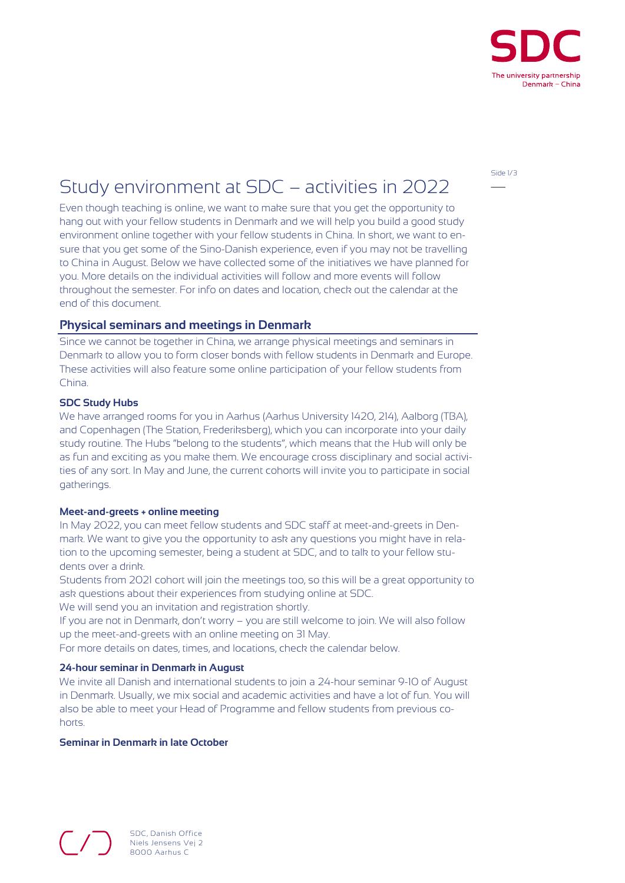# Study environment at SDC – activities in 2022

Even though teaching is online, we want to make sure that you get the opportunity to hang out with your fellow students in Denmark and we will help you build a good study environment online together with your fellow students in China. In short, we want to ensure that you get some of the Sino-Danish experience, even if you may not be travelling to China in August. Below we have collected some of the initiatives we have planned for you. More details on the individual activities will follow and more events will follow throughout the semester. For info on dates and location, check out the calendar at the end of this document.

## Physical seminars and meetings in Denmark

Since we cannot be together in China, we arrange physical meetings and seminars in Denmark to allow you to form closer bonds with fellow students in Denmark and Europe. These activities will also feature some online participation of your fellow students from China.

### SDC Study Hubs

We have arranged rooms for you in Aarhus (Aarhus University 1420, 214), Aalborg (TBA), and Copenhagen (The Station, Frederiksberg), which you can incorporate into your daily study routine. The Hubs "belong to the students", which means that the Hub will only be as fun and exciting as you make them. We encourage cross disciplinary and social activities of any sort. In May and June, the current cohorts will invite you to participate in social gatherings.

### Meet-and-greets + online meeting

In May 2022, you can meet fellow students and SDC staff at meet-and-greets in Denmark. We want to give you the opportunity to ask any questions you might have in relation to the upcoming semester, being a student at SDC, and to talk to your fellow students over a drink.

Students from 2021 cohort will join the meetings too, so this will be a great opportunity to ask questions about their experiences from studying online at SDC.

We will send you an invitation and registration shortly.

If you are not in Denmark, don't worry – you are still welcome to join. We will also follow up the meet-and-greets with an online meeting on 31 May.

For more details on dates, times, and locations, check the calendar below.

### 24-hour seminar in Denmark in August

We invite all Danish and international students to join a 24-hour seminar 9-10 of August in Denmark. Usually, we mix social and academic activities and have a lot of fun. You will also be able to meet your Head of Programme and fellow students from previous cohorts.

### Seminar in Denmark in late October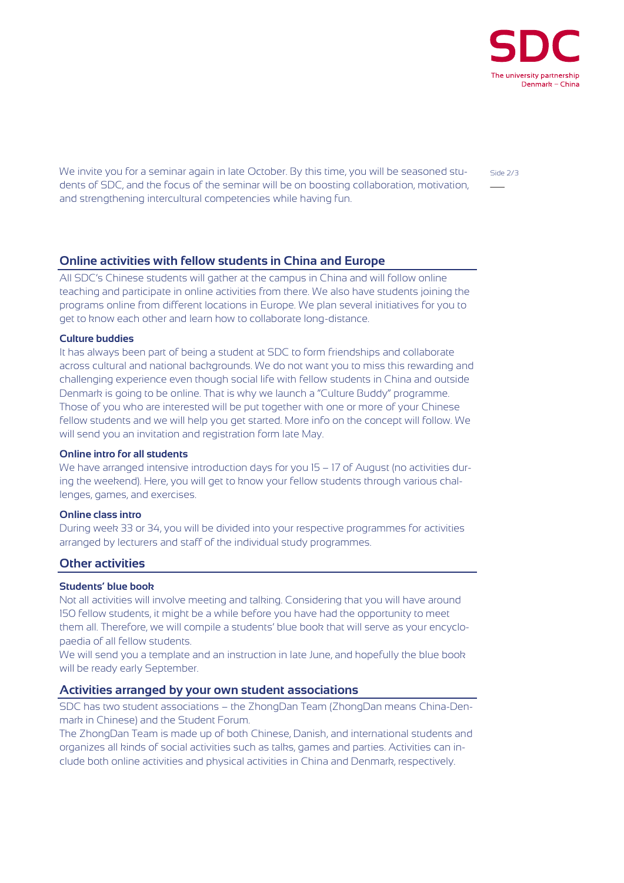We invite you for a seminar again in late October. By this time, you will be seasoned students of SDC, and the focus of the seminar will be on boosting collaboration, motivation, and strengthening intercultural competencies while having fun.

## Online activities with fellow students in China and Europe

All SDC's Chinese students will gather at the campus in China and will follow online teaching and participate in online activities from there. We also have students joining the programs online from different locations in Europe. We plan several initiatives for you to get to know each other and learn how to collaborate long-distance.

### Culture buddies

It has always been part of being a student at SDC to form friendships and collaborate across cultural and national backgrounds. We do not want you to miss this rewarding and challenging experience even though social life with fellow students in China and outside Denmark is going to be online. That is why we launch a "Culture Buddy" programme. Those of you who are interested will be put together with one or more of your Chinese fellow students and we will help you get started. More info on the concept will follow. We will send you an invitation and registration form late May.

### Online intro for all students

We have arranged intensive introduction days for you 15 – 17 of August (no activities during the weekend). Here, you will get to know your fellow students through various challenges, games, and exercises.

### Online class intro

During week 33 or 34, you will be divided into your respective programmes for activities arranged by lecturers and staff of the individual study programmes.

## Other activities

### Students' blue book

Not all activities will involve meeting and talking. Considering that you will have around 150 fellow students, it might be a while before you have had the opportunity to meet them all. Therefore, we will compile a students' blue book that will serve as your encyclopaedia of all fellow students.

We will send you a template and an instruction in late June, and hopefully the blue book will be ready early September.

## Activities arranged by your own student associations

SDC has two student associations – the ZhongDan Team (ZhongDan means China-Denmark in Chinese) and the Student Forum.

The ZhongDan Team is made up of both Chinese, Danish, and international students and organizes all kinds of social activities such as talks, games and parties. Activities can include both online activities and physical activities in China and Denmark, respectively.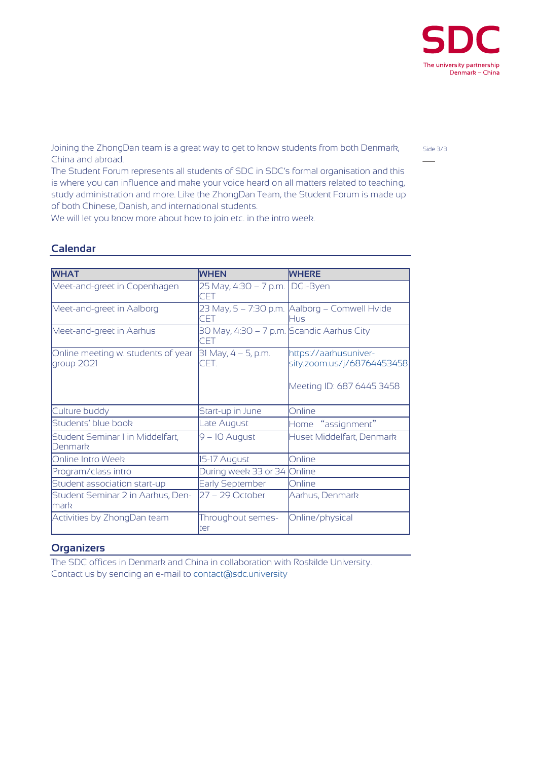Joining the ZhongDan team is a great way to get to know students from both Denmark, China and abroad.
The Student Forum represents all students of SDC in SDC's formal organisation and this is where you can influence and make your voice heard on all matters related to teaching, study administration and more. Like the ZhongDan Team, the Student Forum is made up of both Chinese, Danish, and international students.
We will let you know more about how to join etc. in the intro week.

## Calendar

| WHAT | WHEN | WHERE |
|---|---|---|
| Meet-and-greet in Copenhagen | 25 May, 4:30 – 7 p.m. CET | DGI-Byen |
| Meet-and-greet in Aalborg | 23 May, 5 – 7:30 p.m. CET | Aalborg – Comwell Hvide Hus |
| Meet-and-greet in Aarhus | 30 May, 4:30 – 7 p.m. CET | Scandic Aarhus City |
| Online meeting w. students of year group 2021 | 31 May, 4 – 5, p.m. CET. | https://aarhusuniversity.zoom.us/j/68764453458<br><br>Meeting ID: 687 6445 3458 |
| Culture buddy | Start-up in June | Online |
| Students' blue book | Late August | Home "assignment" |
| Student Seminar 1 in Middelfart, Denmark | 9 – 10 August | Huset Middelfart, Denmark |
| Online Intro Week | 15-17 August | Online |
| Program/class intro | During week 33 or 34 | Online |
| Student association start-up | Early September | Online |
| Student Seminar 2 in Aarhus, Denmark | 27 – 29 October | Aarhus, Denmark |
| Activities by ZhongDan team | Throughout semester | Online/physical |

## Organizers

The SDC offices in Denmark and China in collaboration with Roskilde University.
Contact us by sending an e-mail to contact@sdc.university